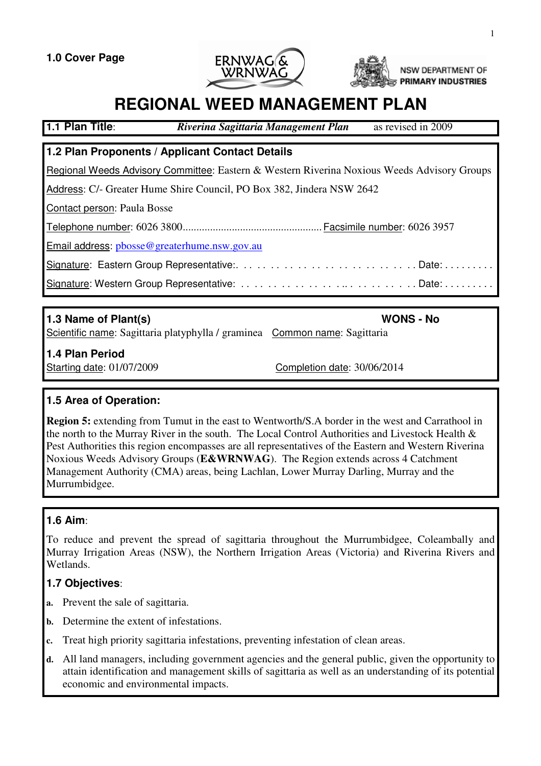**1.0 Cover Page**

ERNWAG & WRNWAG

NSW DEPARTMENT OF PRIMARY INDUSTRIES

# REGIONAL WEED MANAGEMENT PLAN

**1.1 Plan Title**: *Riverina Sagittaria Management Plan* as revised in 2009

## 1.2 Plan Proponents / Applicant Contact Details

Regional Weeds Advisory Committee: Eastern & Western Riverina Noxious Weeds Advisory Groups

Address: C/- Greater Hume Shire Council, PO Box 382, Jindera NSW 2642

Contact person: Paula Bosse

Telephone number: 6026 3800.................................................. Facsimile number: 6026 3957

Email address: pbosse@greaterhume.nsw.gov.au

Signature: Eastern Group Representative:. . . . . . . . . . . . . . . . . . . . . . . . . . Date: . . . . . . . . .

Signature: Western Group Representative: . . . . . . . . . . . . . . .. . . . . . . . . . . Date: . . . . . . . . .

## 1.3 Name of Plant(s)

**WONS - No**

Scientific name: Sagittaria platyphylla / graminea Common name: Sagittaria

## 1.4 Plan Period

Starting date: 01/07/2009 Completion date: 30/06/2014

## 1.5 Area of Operation:

**Region 5:** extending from Tumut in the east to Wentworth/S.A border in the west and Carrathool in the north to the Murray River in the south. The Local Control Authorities and Livestock Health & Pest Authorities this region encompasses are all representatives of the Eastern and Western Riverina Noxious Weeds Advisory Groups (**E&WRNWAG**). The Region extends across 4 Catchment Management Authority (CMA) areas, being Lachlan, Lower Murray Darling, Murray and the Murrumbidgee.

## 1.6 Aim:

To reduce and prevent the spread of sagittaria throughout the Murrumbidgee, Coleambally and Murray Irrigation Areas (NSW), the Northern Irrigation Areas (Victoria) and Riverina Rivers and Wetlands.

## 1.7 Objectives:

- **a.** Prevent the sale of sagittaria.
- **b.** Determine the extent of infestations.
- **c.** Treat high priority sagittaria infestations, preventing infestation of clean areas.
- **d.** All land managers, including government agencies and the general public, given the opportunity to attain identification and management skills of sagittaria as well as an understanding of its potential economic and environmental impacts.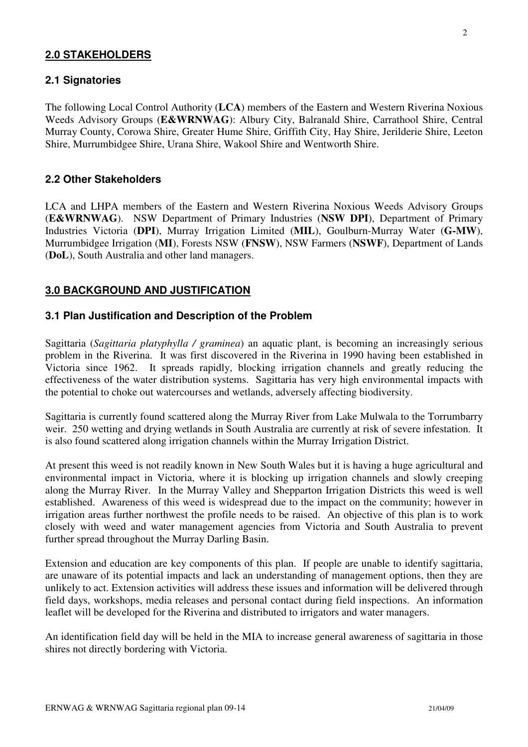## 2.0 STAKEHOLDERS

### 2.1 Signatories

The following Local Control Authority (**LCA**) members of the Eastern and Western Riverina Noxious Weeds Advisory Groups (**E&WRNWAG**): Albury City, Balranald Shire, Carrathool Shire, Central Murray County, Corowa Shire, Greater Hume Shire, Griffith City, Hay Shire, Jerilderie Shire, Leeton Shire, Murrumbidgee Shire, Urana Shire, Wakool Shire and Wentworth Shire.

### 2.2 Other Stakeholders

LCA and LHPA members of the Eastern and Western Riverina Noxious Weeds Advisory Groups (**E&WRNWAG**). NSW Department of Primary Industries (**NSW DPI**), Department of Primary Industries Victoria (**DPI**), Murray Irrigation Limited (**MIL**), Goulburn-Murray Water (**G-MW**), Murrumbidgee Irrigation (**MI**), Forests NSW (**FNSW**), NSW Farmers (**NSWF**), Department of Lands (**DoL**), South Australia and other land managers.

## 3.0 BACKGROUND AND JUSTIFICATION

### 3.1 Plan Justification and Description of the Problem

Sagittaria (*Sagittaria platyphylla / graminea*) an aquatic plant, is becoming an increasingly serious problem in the Riverina. It was first discovered in the Riverina in 1990 having been established in Victoria since 1962. It spreads rapidly, blocking irrigation channels and greatly reducing the effectiveness of the water distribution systems. Sagittaria has very high environmental impacts with the potential to choke out watercourses and wetlands, adversely affecting biodiversity.

Sagittaria is currently found scattered along the Murray River from Lake Mulwala to the Torrumbarry weir. 250 wetting and drying wetlands in South Australia are currently at risk of severe infestation. It is also found scattered along irrigation channels within the Murray Irrigation District.

At present this weed is not readily known in New South Wales but it is having a huge agricultural and environmental impact in Victoria, where it is blocking up irrigation channels and slowly creeping along the Murray River. In the Murray Valley and Shepparton Irrigation Districts this weed is well established. Awareness of this weed is widespread due to the impact on the community; however in irrigation areas further northwest the profile needs to be raised. An objective of this plan is to work closely with weed and water management agencies from Victoria and South Australia to prevent further spread throughout the Murray Darling Basin.

Extension and education are key components of this plan. If people are unable to identify sagittaria, are unaware of its potential impacts and lack an understanding of management options, then they are unlikely to act. Extension activities will address these issues and information will be delivered through field days, workshops, media releases and personal contact during field inspections. An information leaflet will be developed for the Riverina and distributed to irrigators and water managers.

An identification field day will be held in the MIA to increase general awareness of sagittaria in those shires not directly bordering with Victoria.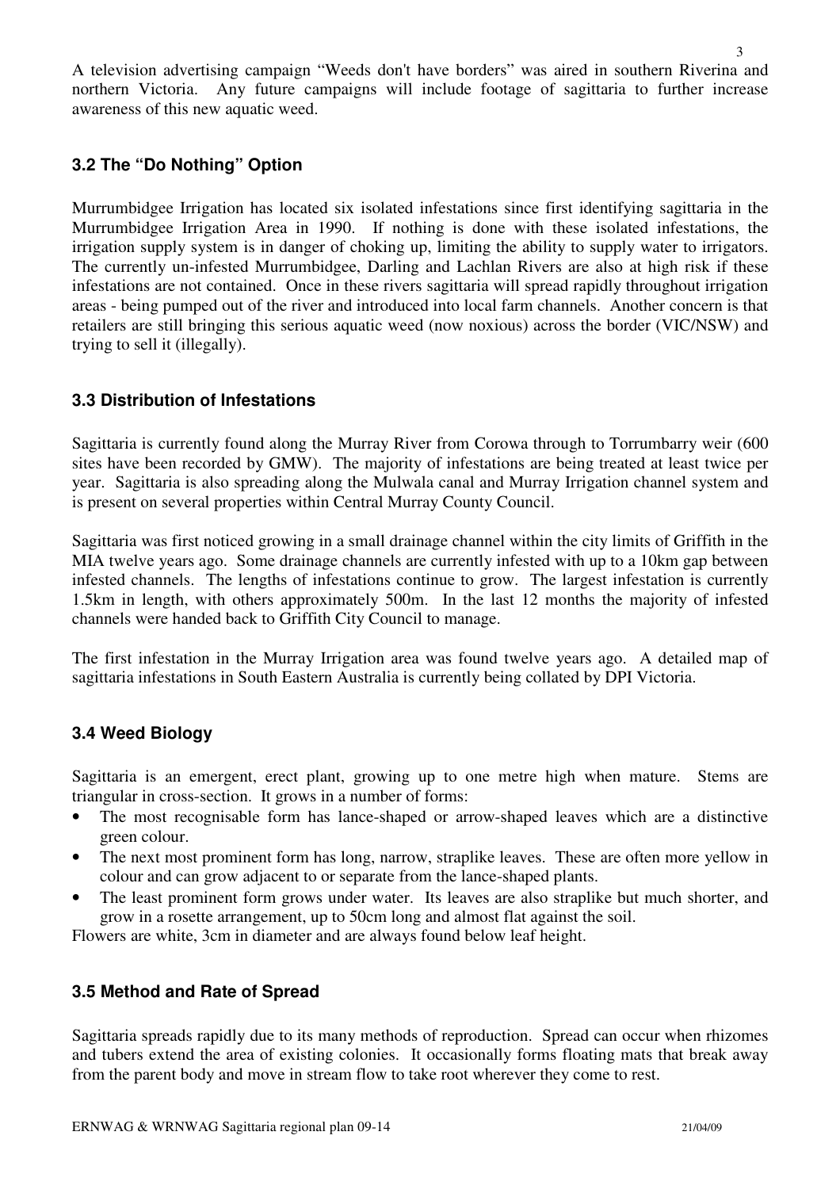A television advertising campaign "Weeds don't have borders" was aired in southern Riverina and northern Victoria. Any future campaigns will include footage of sagittaria to further increase awareness of this new aquatic weed.

### 3.2 The "Do Nothing" Option

Murrumbidgee Irrigation has located six isolated infestations since first identifying sagittaria in the Murrumbidgee Irrigation Area in 1990. If nothing is done with these isolated infestations, the irrigation supply system is in danger of choking up, limiting the ability to supply water to irrigators. The currently un-infested Murrumbidgee, Darling and Lachlan Rivers are also at high risk if these infestations are not contained. Once in these rivers sagittaria will spread rapidly throughout irrigation areas - being pumped out of the river and introduced into local farm channels. Another concern is that retailers are still bringing this serious aquatic weed (now noxious) across the border (VIC/NSW) and trying to sell it (illegally).

### 3.3 Distribution of Infestations

Sagittaria is currently found along the Murray River from Corowa through to Torrumbarry weir (600 sites have been recorded by GMW). The majority of infestations are being treated at least twice per year. Sagittaria is also spreading along the Mulwala canal and Murray Irrigation channel system and is present on several properties within Central Murray County Council.

Sagittaria was first noticed growing in a small drainage channel within the city limits of Griffith in the MIA twelve years ago. Some drainage channels are currently infested with up to a 10km gap between infested channels. The lengths of infestations continue to grow. The largest infestation is currently 1.5km in length, with others approximately 500m. In the last 12 months the majority of infested channels were handed back to Griffith City Council to manage.

The first infestation in the Murray Irrigation area was found twelve years ago. A detailed map of sagittaria infestations in South Eastern Australia is currently being collated by DPI Victoria.

### 3.4 Weed Biology

Sagittaria is an emergent, erect plant, growing up to one metre high when mature. Stems are triangular in cross-section. It grows in a number of forms:

- The most recognisable form has lance-shaped or arrow-shaped leaves which are a distinctive green colour.
- The next most prominent form has long, narrow, straplike leaves. These are often more yellow in colour and can grow adjacent to or separate from the lance-shaped plants.
- The least prominent form grows under water. Its leaves are also straplike but much shorter, and grow in a rosette arrangement, up to 50cm long and almost flat against the soil.

Flowers are white, 3cm in diameter and are always found below leaf height.

### 3.5 Method and Rate of Spread

Sagittaria spreads rapidly due to its many methods of reproduction. Spread can occur when rhizomes and tubers extend the area of existing colonies. It occasionally forms floating mats that break away from the parent body and move in stream flow to take root wherever they come to rest.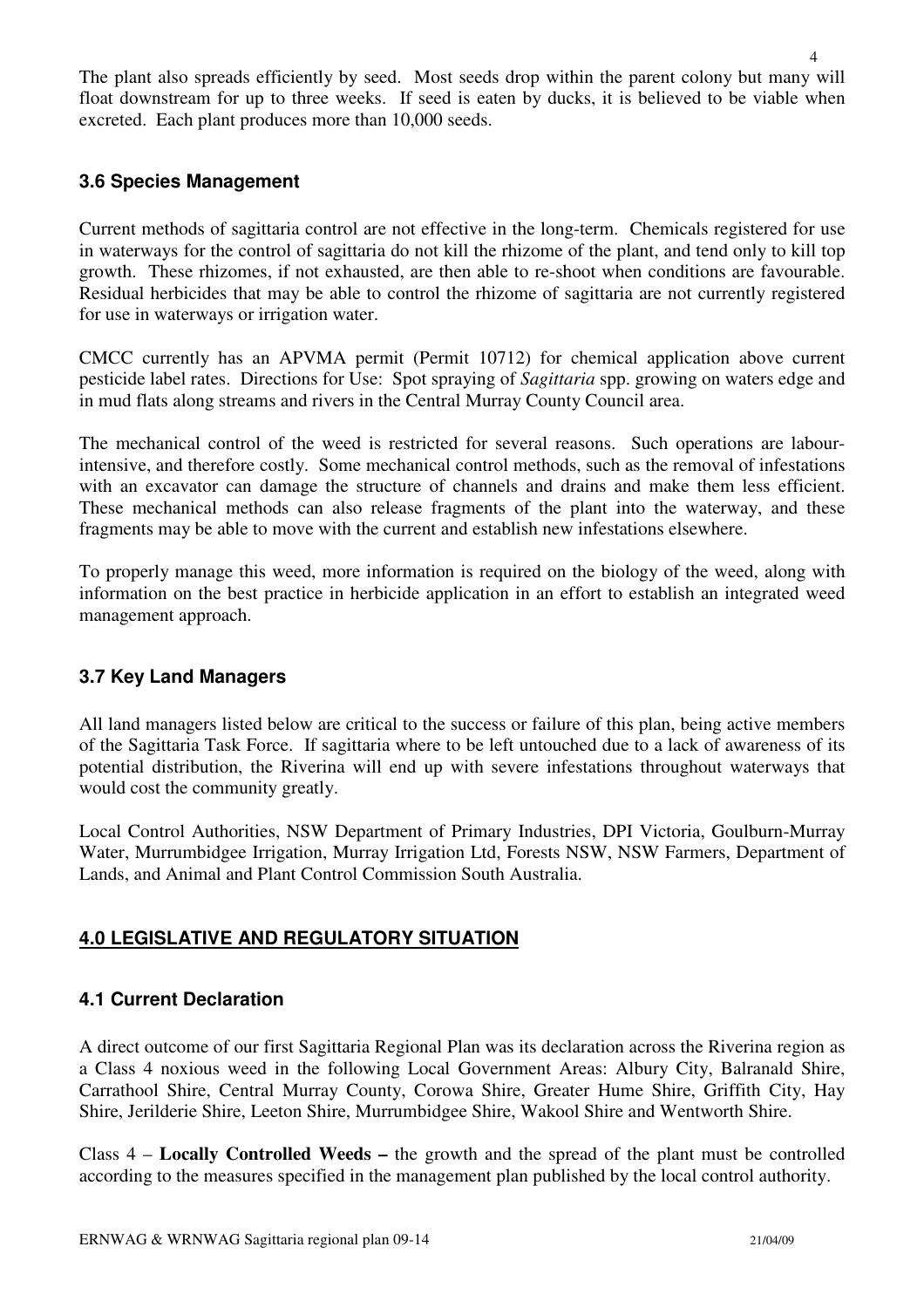The plant also spreads efficiently by seed. Most seeds drop within the parent colony but many will float downstream for up to three weeks. If seed is eaten by ducks, it is believed to be viable when excreted. Each plant produces more than 10,000 seeds.

### 3.6 Species Management

Current methods of sagittaria control are not effective in the long-term. Chemicals registered for use in waterways for the control of sagittaria do not kill the rhizome of the plant, and tend only to kill top growth. These rhizomes, if not exhausted, are then able to re-shoot when conditions are favourable. Residual herbicides that may be able to control the rhizome of sagittaria are not currently registered for use in waterways or irrigation water.

CMCC currently has an APVMA permit (Permit 10712) for chemical application above current pesticide label rates. Directions for Use: Spot spraying of *Sagittaria* spp. growing on waters edge and in mud flats along streams and rivers in the Central Murray County Council area.

The mechanical control of the weed is restricted for several reasons. Such operations are labour-intensive, and therefore costly. Some mechanical control methods, such as the removal of infestations with an excavator can damage the structure of channels and drains and make them less efficient. These mechanical methods can also release fragments of the plant into the waterway, and these fragments may be able to move with the current and establish new infestations elsewhere.

To properly manage this weed, more information is required on the biology of the weed, along with information on the best practice in herbicide application in an effort to establish an integrated weed management approach.

### 3.7 Key Land Managers

All land managers listed below are critical to the success or failure of this plan, being active members of the Sagittaria Task Force. If sagittaria where to be left untouched due to a lack of awareness of its potential distribution, the Riverina will end up with severe infestations throughout waterways that would cost the community greatly.

Local Control Authorities, NSW Department of Primary Industries, DPI Victoria, Goulburn-Murray Water, Murrumbidgee Irrigation, Murray Irrigation Ltd, Forests NSW, NSW Farmers, Department of Lands, and Animal and Plant Control Commission South Australia.

## 4.0 LEGISLATIVE AND REGULATORY SITUATION

### 4.1 Current Declaration

A direct outcome of our first Sagittaria Regional Plan was its declaration across the Riverina region as a Class 4 noxious weed in the following Local Government Areas: Albury City, Balranald Shire, Carrathool Shire, Central Murray County, Corowa Shire, Greater Hume Shire, Griffith City, Hay Shire, Jerilderie Shire, Leeton Shire, Murrumbidgee Shire, Wakool Shire and Wentworth Shire.

Class 4 – **Locally Controlled Weeds –** the growth and the spread of the plant must be controlled according to the measures specified in the management plan published by the local control authority.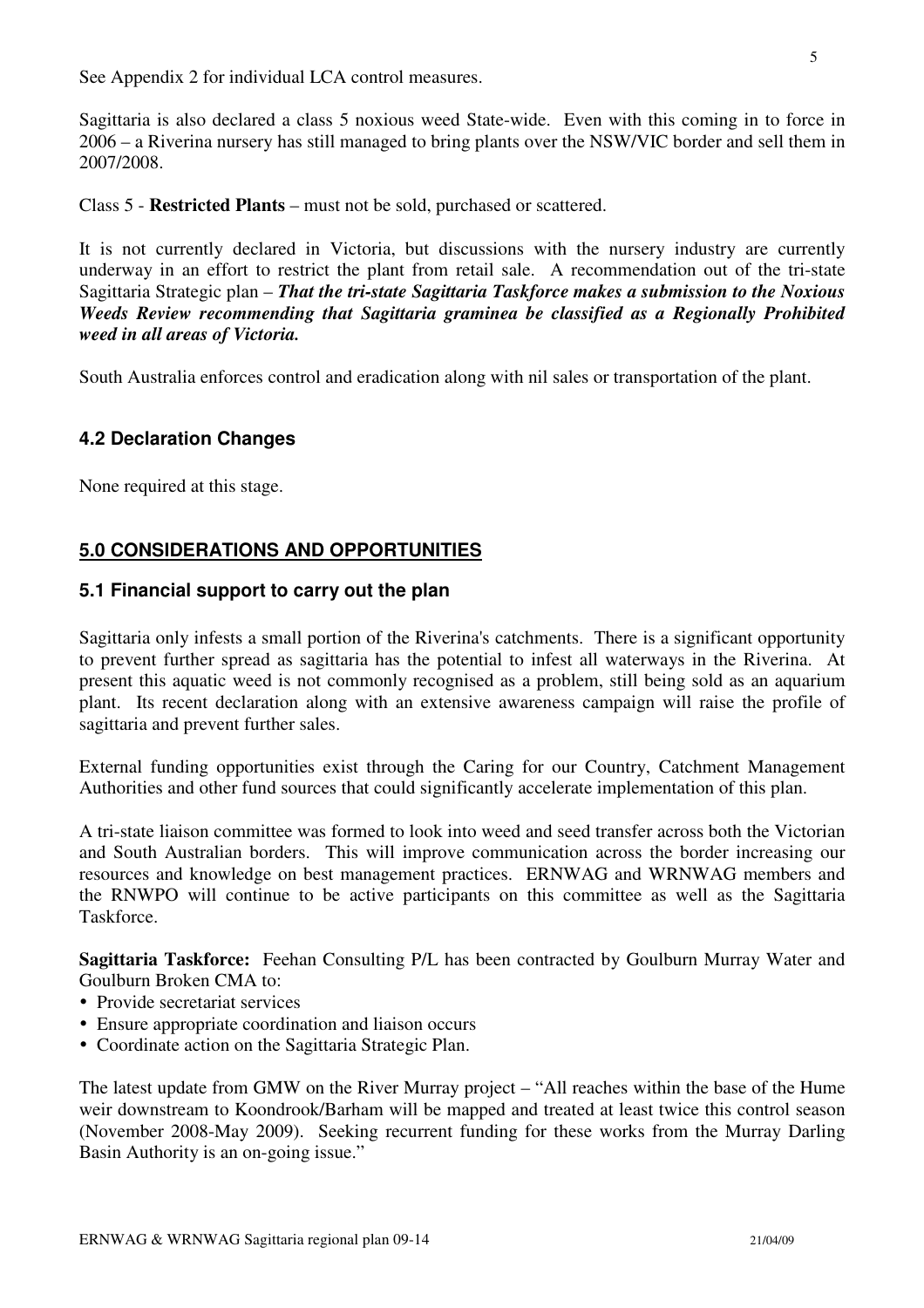See Appendix 2 for individual LCA control measures.

Sagittaria is also declared a class 5 noxious weed State-wide. Even with this coming in to force in 2006 – a Riverina nursery has still managed to bring plants over the NSW/VIC border and sell them in 2007/2008.

Class 5 - **Restricted Plants** – must not be sold, purchased or scattered.

It is not currently declared in Victoria, but discussions with the nursery industry are currently underway in an effort to restrict the plant from retail sale. A recommendation out of the tri-state Sagittaria Strategic plan – ***That the tri-state Sagittaria Taskforce makes a submission to the Noxious Weeds Review recommending that Sagittaria graminea be classified as a Regionally Prohibited weed in all areas of Victoria.***

South Australia enforces control and eradication along with nil sales or transportation of the plant.

### 4.2 Declaration Changes

None required at this stage.

## 5.0 CONSIDERATIONS AND OPPORTUNITIES

### 5.1 Financial support to carry out the plan

Sagittaria only infests a small portion of the Riverina's catchments. There is a significant opportunity to prevent further spread as sagittaria has the potential to infest all waterways in the Riverina. At present this aquatic weed is not commonly recognised as a problem, still being sold as an aquarium plant. Its recent declaration along with an extensive awareness campaign will raise the profile of sagittaria and prevent further sales.

External funding opportunities exist through the Caring for our Country, Catchment Management Authorities and other fund sources that could significantly accelerate implementation of this plan.

A tri-state liaison committee was formed to look into weed and seed transfer across both the Victorian and South Australian borders. This will improve communication across the border increasing our resources and knowledge on best management practices. ERNWAG and WRNWAG members and the RNWPO will continue to be active participants on this committee as well as the Sagittaria Taskforce.

**Sagittaria Taskforce:** Feehan Consulting P/L has been contracted by Goulburn Murray Water and Goulburn Broken CMA to:

- Provide secretariat services
- Ensure appropriate coordination and liaison occurs
- Coordinate action on the Sagittaria Strategic Plan.

The latest update from GMW on the River Murray project – "All reaches within the base of the Hume weir downstream to Koondrook/Barham will be mapped and treated at least twice this control season (November 2008-May 2009). Seeking recurrent funding for these works from the Murray Darling Basin Authority is an on-going issue."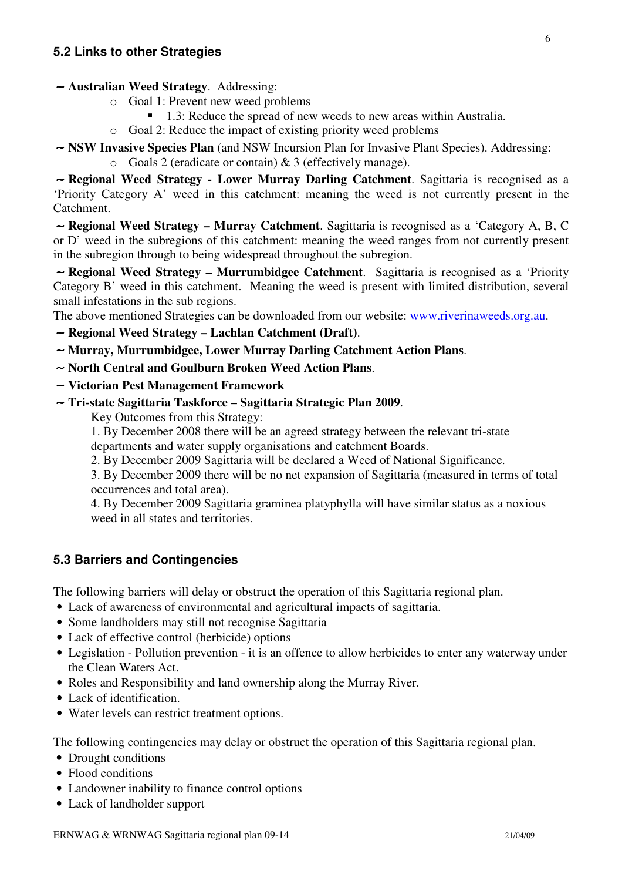## 5.2 Links to other Strategies

**~ Australian Weed Strategy**. Addressing:

- Goal 1: Prevent new weed problems
  - 1.3: Reduce the spread of new weeds to new areas within Australia.
- Goal 2: Reduce the impact of existing priority weed problems

**~ NSW Invasive Species Plan** (and NSW Incursion Plan for Invasive Plant Species). Addressing:

- Goals 2 (eradicate or contain) & 3 (effectively manage).

**~ Regional Weed Strategy - Lower Murray Darling Catchment**. Sagittaria is recognised as a 'Priority Category A' weed in this catchment: meaning the weed is not currently present in the Catchment.

**~ Regional Weed Strategy – Murray Catchment**. Sagittaria is recognised as a 'Category A, B, C or D' weed in the subregions of this catchment: meaning the weed ranges from not currently present in the subregion through to being widespread throughout the subregion.

**~ Regional Weed Strategy – Murrumbidgee Catchment**. Sagittaria is recognised as a 'Priority Category B' weed in this catchment. Meaning the weed is present with limited distribution, several small infestations in the sub regions.

The above mentioned Strategies can be downloaded from our website: www.riverinaweeds.org.au.

**~ Regional Weed Strategy – Lachlan Catchment (Draft)**.

**~ Murray, Murrumbidgee, Lower Murray Darling Catchment Action Plans**.

**~ North Central and Goulburn Broken Weed Action Plans**.

**~ Victorian Pest Management Framework**

**~ Tri-state Sagittaria Taskforce – Sagittaria Strategic Plan 2009**.

Key Outcomes from this Strategy:

1. By December 2008 there will be an agreed strategy between the relevant tri-state departments and water supply organisations and catchment Boards.
2. By December 2009 Sagittaria will be declared a Weed of National Significance.
3. By December 2009 there will be no net expansion of Sagittaria (measured in terms of total occurrences and total area).
4. By December 2009 Sagittaria graminea platyphylla will have similar status as a noxious weed in all states and territories.

## 5.3 Barriers and Contingencies

The following barriers will delay or obstruct the operation of this Sagittaria regional plan.

- Lack of awareness of environmental and agricultural impacts of sagittaria.
- Some landholders may still not recognise Sagittaria
- Lack of effective control (herbicide) options
- Legislation - Pollution prevention - it is an offence to allow herbicides to enter any waterway under the Clean Waters Act.
- Roles and Responsibility and land ownership along the Murray River.
- Lack of identification.
- Water levels can restrict treatment options.

The following contingencies may delay or obstruct the operation of this Sagittaria regional plan.

- Drought conditions
- Flood conditions
- Landowner inability to finance control options
- Lack of landholder support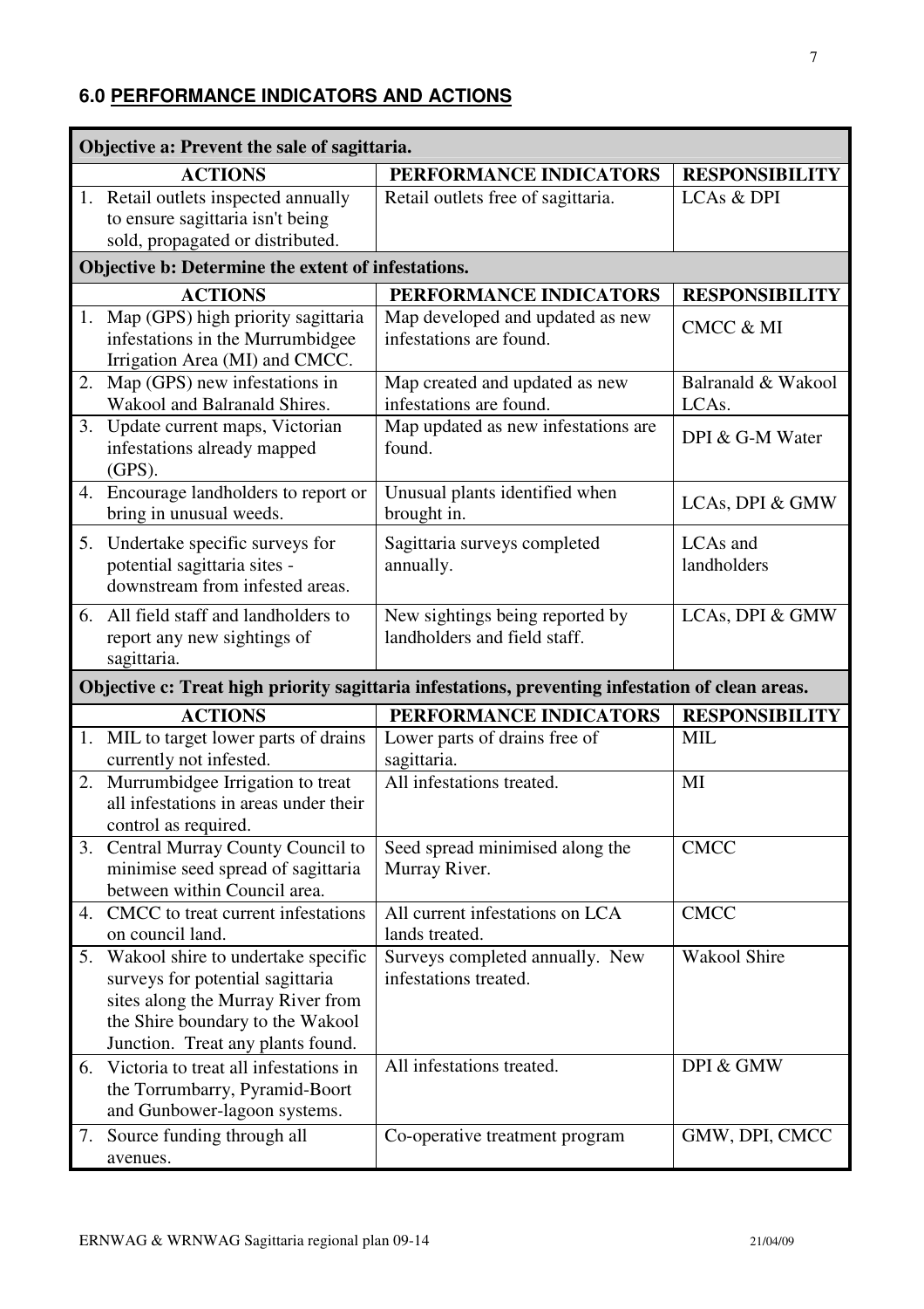## 6.0 PERFORMANCE INDICATORS AND ACTIONS

| Objective a: Prevent the sale of sagittaria. | | |
|---|---|---|
| **ACTIONS** | **PERFORMANCE INDICATORS** | **RESPONSIBILITY** |
| 1. Retail outlets inspected annually to ensure sagittaria isn't being sold, propagated or distributed. | Retail outlets free of sagittaria. | LCAs & DPI |
| **Objective b: Determine the extent of infestations.** | | |
| **ACTIONS** | **PERFORMANCE INDICATORS** | **RESPONSIBILITY** |
| 1. Map (GPS) high priority sagittaria infestations in the Murrumbidgee Irrigation Area (MI) and CMCC. | Map developed and updated as new infestations are found. | CMCC & MI |
| 2. Map (GPS) new infestations in Wakool and Balranald Shires. | Map created and updated as new infestations are found. | Balranald & Wakool LCAs. |
| 3. Update current maps, Victorian infestations already mapped (GPS). | Map updated as new infestations are found. | DPI & G-M Water |
| 4. Encourage landholders to report or bring in unusual weeds. | Unusual plants identified when brought in. | LCAs, DPI & GMW |
| 5. Undertake specific surveys for potential sagittaria sites - downstream from infested areas. | Sagittaria surveys completed annually. | LCAs and landholders |
| 6. All field staff and landholders to report any new sightings of sagittaria. | New sightings being reported by landholders and field staff. | LCAs, DPI & GMW |
| **Objective c: Treat high priority sagittaria infestations, preventing infestation of clean areas.** | | |
| **ACTIONS** | **PERFORMANCE INDICATORS** | **RESPONSIBILITY** |
| 1. MIL to target lower parts of drains currently not infested. | Lower parts of drains free of sagittaria. | MIL |
| 2. Murrumbidgee Irrigation to treat all infestations in areas under their control as required. | All infestations treated. | MI |
| 3. Central Murray County Council to minimise seed spread of sagittaria between within Council area. | Seed spread minimised along the Murray River. | CMCC |
| 4. CMCC to treat current infestations on council land. | All current infestations on LCA lands treated. | CMCC |
| 5. Wakool shire to undertake specific surveys for potential sagittaria sites along the Murray River from the Shire boundary to the Wakool Junction. Treat any plants found. | Surveys completed annually. New infestations treated. | Wakool Shire |
| 6. Victoria to treat all infestations in the Torrumbarry, Pyramid-Boort and Gunbower-lagoon systems. | All infestations treated. | DPI & GMW |
| 7. Source funding through all avenues. | Co-operative treatment program | GMW, DPI, CMCC |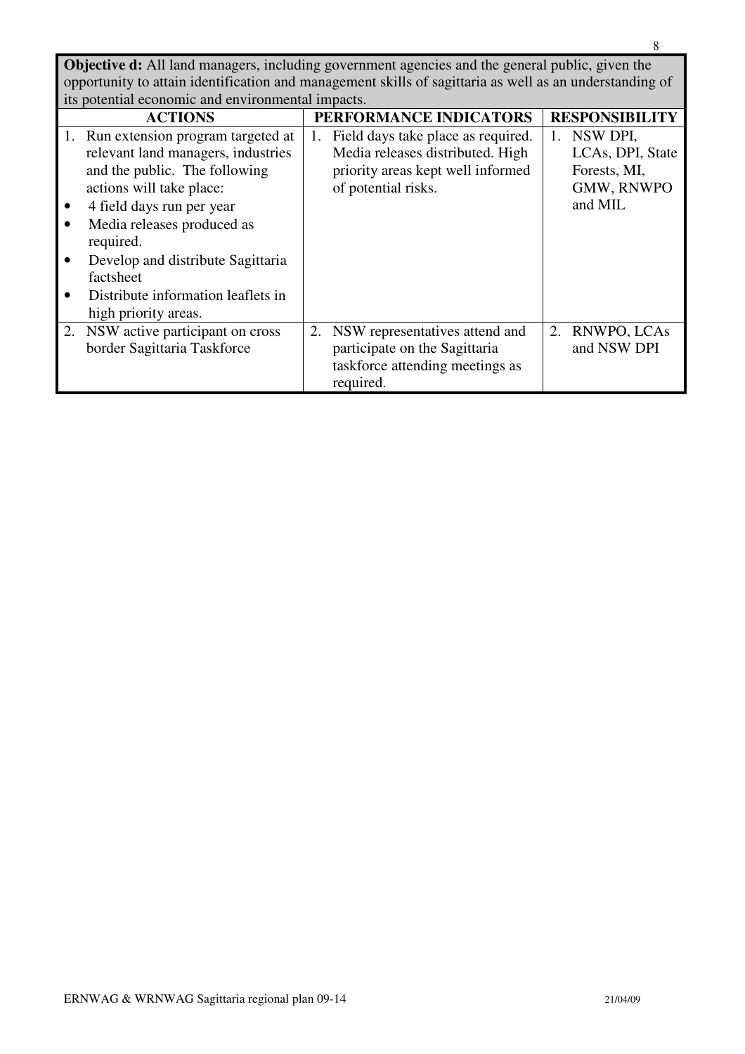**Objective d:** All land managers, including government agencies and the general public, given the opportunity to attain identification and management skills of sagittaria as well as an understanding of its potential economic and environmental impacts.

| ACTIONS | PERFORMANCE INDICATORS | RESPONSIBILITY |
|---|---|---|
| 1. Run extension program targeted at relevant land managers, industries and the public. The following actions will take place:<br>• 4 field days run per year<br>• Media releases produced as required.<br>• Develop and distribute Sagittaria factsheet<br>• Distribute information leaflets in high priority areas. | 1. Field days take place as required. Media releases distributed. High priority areas kept well informed of potential risks. | 1. NSW DPI, LCAs, DPI, State Forests, MI, GMW, RNWPO and MIL |
| 2. NSW active participant on cross border Sagittaria Taskforce | 2. NSW representatives attend and participate on the Sagittaria taskforce attending meetings as required. | 2. RNWPO, LCAs and NSW DPI |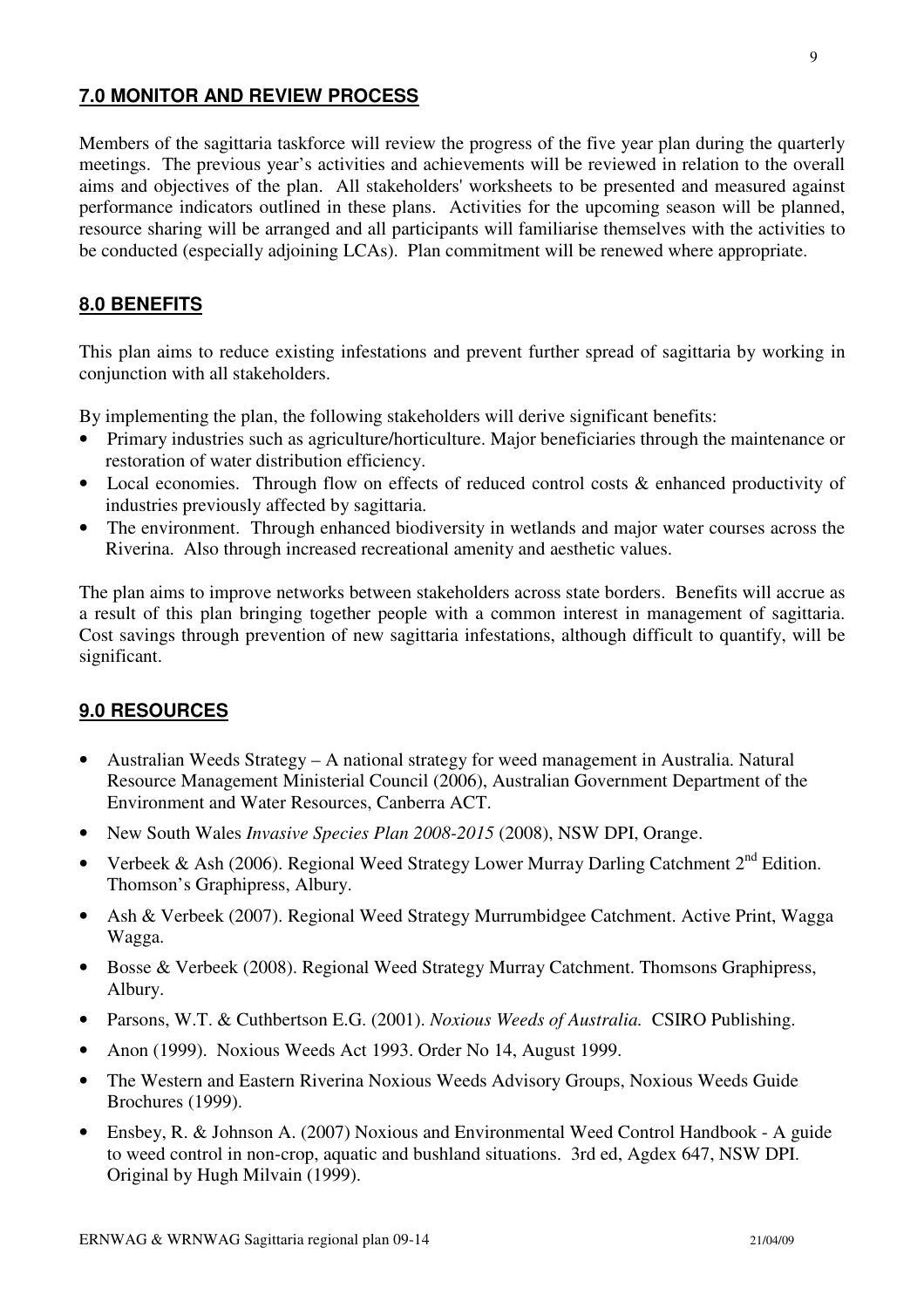## 7.0 MONITOR AND REVIEW PROCESS

Members of the sagittaria taskforce will review the progress of the five year plan during the quarterly meetings. The previous year's activities and achievements will be reviewed in relation to the overall aims and objectives of the plan. All stakeholders' worksheets to be presented and measured against performance indicators outlined in these plans. Activities for the upcoming season will be planned, resource sharing will be arranged and all participants will familiarise themselves with the activities to be conducted (especially adjoining LCAs). Plan commitment will be renewed where appropriate.

## 8.0 BENEFITS

This plan aims to reduce existing infestations and prevent further spread of sagittaria by working in conjunction with all stakeholders.

By implementing the plan, the following stakeholders will derive significant benefits:

- Primary industries such as agriculture/horticulture. Major beneficiaries through the maintenance or restoration of water distribution efficiency.
- Local economies. Through flow on effects of reduced control costs & enhanced productivity of industries previously affected by sagittaria.
- The environment. Through enhanced biodiversity in wetlands and major water courses across the Riverina. Also through increased recreational amenity and aesthetic values.

The plan aims to improve networks between stakeholders across state borders. Benefits will accrue as a result of this plan bringing together people with a common interest in management of sagittaria. Cost savings through prevention of new sagittaria infestations, although difficult to quantify, will be significant.

## 9.0 RESOURCES

- Australian Weeds Strategy – A national strategy for weed management in Australia. Natural Resource Management Ministerial Council (2006), Australian Government Department of the Environment and Water Resources, Canberra ACT.
- New South Wales *Invasive Species Plan 2008-2015* (2008), NSW DPI, Orange.
- Verbeek & Ash (2006). Regional Weed Strategy Lower Murray Darling Catchment 2nd Edition. Thomson's Graphipress, Albury.
- Ash & Verbeek (2007). Regional Weed Strategy Murrumbidgee Catchment. Active Print, Wagga Wagga.
- Bosse & Verbeek (2008). Regional Weed Strategy Murray Catchment. Thomsons Graphipress, Albury.
- Parsons, W.T. & Cuthbertson E.G. (2001). *Noxious Weeds of Australia.* CSIRO Publishing.
- Anon (1999). Noxious Weeds Act 1993. Order No 14, August 1999.
- The Western and Eastern Riverina Noxious Weeds Advisory Groups, Noxious Weeds Guide Brochures (1999).
- Ensbey, R. & Johnson A. (2007) Noxious and Environmental Weed Control Handbook - A guide to weed control in non-crop, aquatic and bushland situations. 3rd ed, Agdex 647, NSW DPI. Original by Hugh Milvain (1999).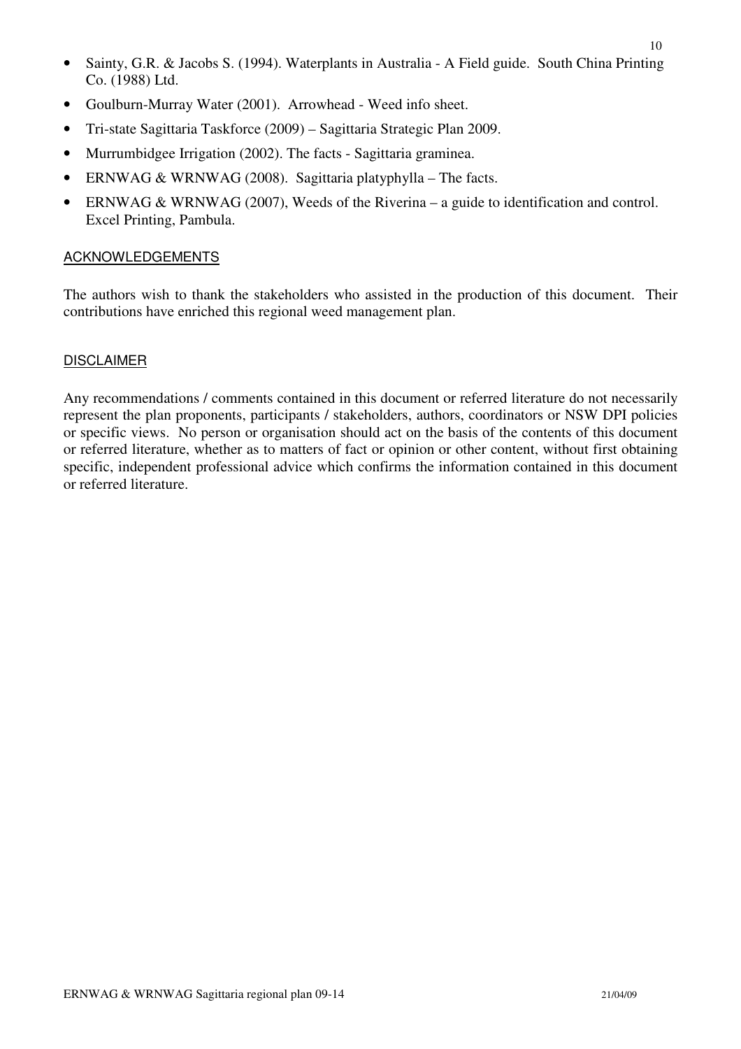- Sainty, G.R. & Jacobs S. (1994). Waterplants in Australia - A Field guide. South China Printing Co. (1988) Ltd.
- Goulburn-Murray Water (2001). Arrowhead - Weed info sheet.
- Tri-state Sagittaria Taskforce (2009) – Sagittaria Strategic Plan 2009.
- Murrumbidgee Irrigation (2002). The facts - Sagittaria graminea.
- ERNWAG & WRNWAG (2008). Sagittaria platyphylla – The facts.
- ERNWAG & WRNWAG (2007), Weeds of the Riverina – a guide to identification and control. Excel Printing, Pambula.

## ACKNOWLEDGEMENTS

The authors wish to thank the stakeholders who assisted in the production of this document. Their contributions have enriched this regional weed management plan.

## DISCLAIMER

Any recommendations / comments contained in this document or referred literature do not necessarily represent the plan proponents, participants / stakeholders, authors, coordinators or NSW DPI policies or specific views. No person or organisation should act on the basis of the contents of this document or referred literature, whether as to matters of fact or opinion or other content, without first obtaining specific, independent professional advice which confirms the information contained in this document or referred literature.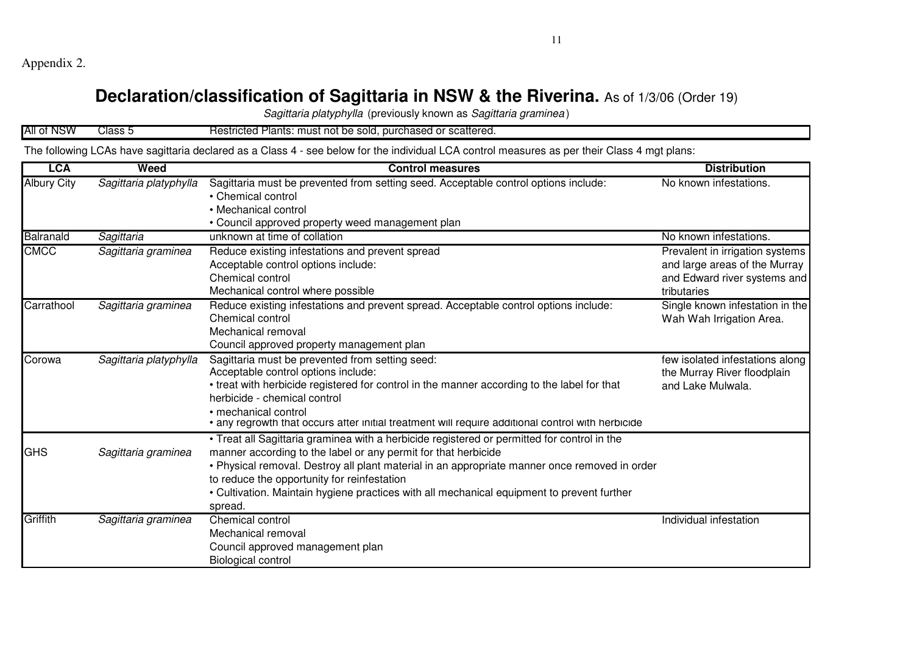Appendix 2.

# Declaration/classification of Sagittaria in NSW & the Riverina. As of 1/3/06 (Order 19)

*Sagittaria platyphylla* (previously known as *Sagittaria graminea*)

| All of NSW | Class 5 | Restricted Plants: must not be sold, purchased or scattered. |
|---|---|---|

The following LCAs have sagittaria declared as a Class 4 - see below for the individual LCA control measures as per their Class 4 mgt plans:

| LCA | Weed | Control measures | Distribution |
|---|---|---|---|
| Albury City | *Sagittaria platyphylla* | Sagittaria must be prevented from setting seed. Acceptable control options include:<br>• Chemical control<br>• Mechanical control<br>• Council approved property weed management plan | No known infestations. |
| Balranald | *Sagittaria* | unknown at time of collation | No known infestations. |
| CMCC | *Sagittaria graminea* | Reduce existing infestations and prevent spread<br>Acceptable control options include:<br>Chemical control<br>Mechanical control where possible | Prevalent in irrigation systems and large areas of the Murray and Edward river systems and tributaries |
| Carrathool | *Sagittaria graminea* | Reduce existing infestations and prevent spread. Acceptable control options include:<br>Chemical control<br>Mechanical removal<br>Council approved property management plan | Single known infestation in the Wah Wah Irrigation Area. |
| Corowa | *Sagittaria platyphylla* | Sagittaria must be prevented from setting seed:<br>Acceptable control options include:<br>• treat with herbicide registered for control in the manner according to the label for that herbicide - chemical control<br>• mechanical control<br>• any regrowth that occurs after initial treatment will require additional control with herbicide | few isolated infestations along the Murray River floodplain and Lake Mulwala. |
| GHS | *Sagittaria graminea* | • Treat all Sagittaria graminea with a herbicide registered or permitted for control in the manner according to the label or any permit for that herbicide<br>• Physical removal. Destroy all plant material in an appropriate manner once removed in order to reduce the opportunity for reinfestation<br>• Cultivation. Maintain hygiene practices with all mechanical equipment to prevent further spread. | |
| Griffith | *Sagittaria graminea* | Chemical control<br>Mechanical removal<br>Council approved management plan<br>Biological control | Individual infestation |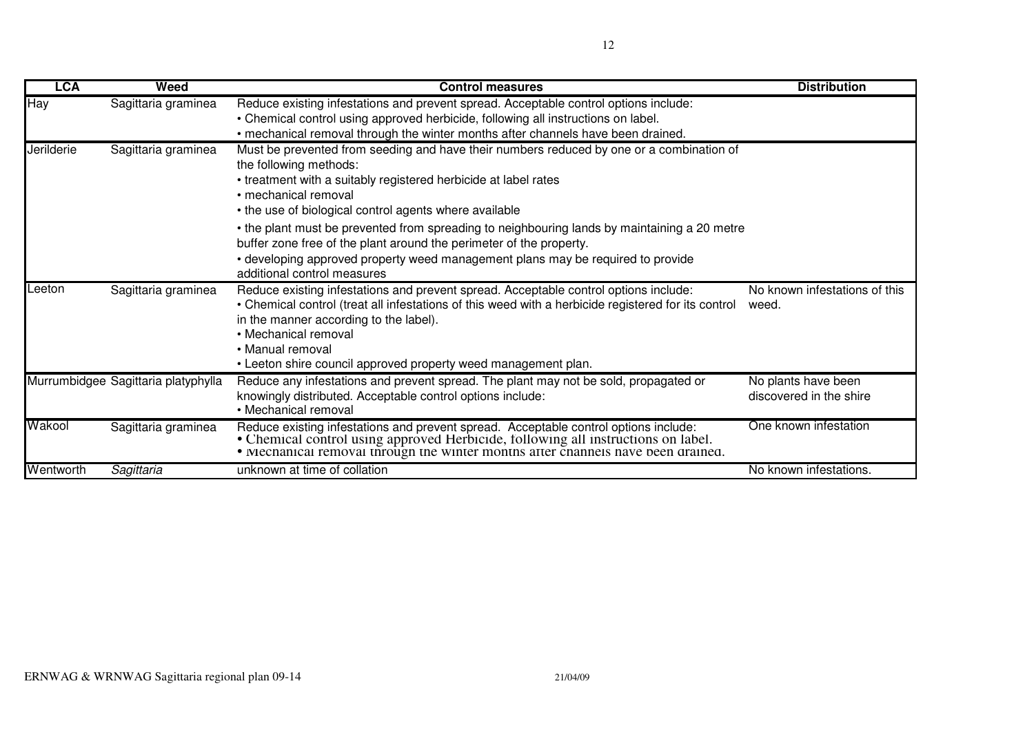| LCA | Weed | Control measures | Distribution |
|---|---|---|---|
| Hay | Sagittaria graminea | Reduce existing infestations and prevent spread. Acceptable control options include:<br>• Chemical control using approved herbicide, following all instructions on label.<br>• mechanical removal through the winter months after channels have been drained. | |
| Jerilderie | Sagittaria graminea | Must be prevented from seeding and have their numbers reduced by one or a combination of the following methods:<br>• treatment with a suitably registered herbicide at label rates<br>• mechanical removal<br>• the use of biological control agents where available<br>• the plant must be prevented from spreading to neighbouring lands by maintaining a 20 metre buffer zone free of the plant around the perimeter of the property.<br>• developing approved property weed management plans may be required to provide additional control measures | |
| Leeton | Sagittaria graminea | Reduce existing infestations and prevent spread. Acceptable control options include:<br>• Chemical control (treat all infestations of this weed with a herbicide registered for its control in the manner according to the label).<br>• Mechanical removal<br>• Manual removal<br>• Leeton shire council approved property weed management plan. | No known infestations of this weed. |
| Murrumbidgee | Sagittaria platyphylla | Reduce any infestations and prevent spread. The plant may not be sold, propagated or knowingly distributed. Acceptable control options include:<br>• Mechanical removal | No plants have been discovered in the shire |
| Wakool | Sagittaria graminea | Reduce existing infestations and prevent spread. Acceptable control options include:<br>• Chemical control using approved Herbicide, following all instructions on label.<br>• Mechanical removal through the winter months after channels have been drained. | One known infestation |
| Wentworth | *Sagittaria* | unknown at time of collation | No known infestations. |

ERNWAG & WRNWAG Sagittaria regional plan 09-14 21/04/09